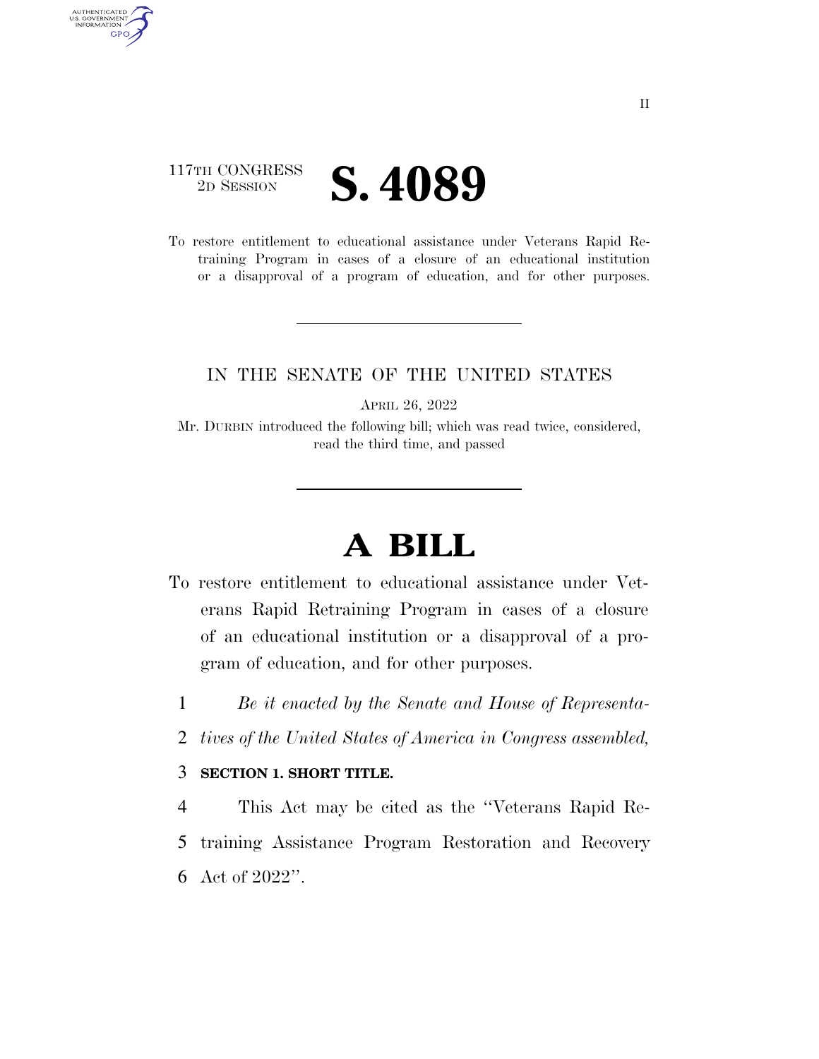117TH CONGRESS
2D SESSION

# S. 4089

To restore entitlement to educational assistance under Veterans Rapid Retraining Program in cases of a closure of an educational institution or a disapproval of a program of education, and for other purposes.

IN THE SENATE OF THE UNITED STATES

APRIL 26, 2022

Mr. DURBIN introduced the following bill; which was read twice, considered, read the third time, and passed

# A BILL

To restore entitlement to educational assistance under Veterans Rapid Retraining Program in cases of a closure of an educational institution or a disapproval of a program of education, and for other purposes.

1 *Be it enacted by the Senate and House of Representa-*
2 *tives of the United States of America in Congress assembled,*

3 **SECTION 1. SHORT TITLE.**

4 This Act may be cited as the ''Veterans Rapid Re-
5 training Assistance Program Restoration and Recovery
6 Act of 2022''.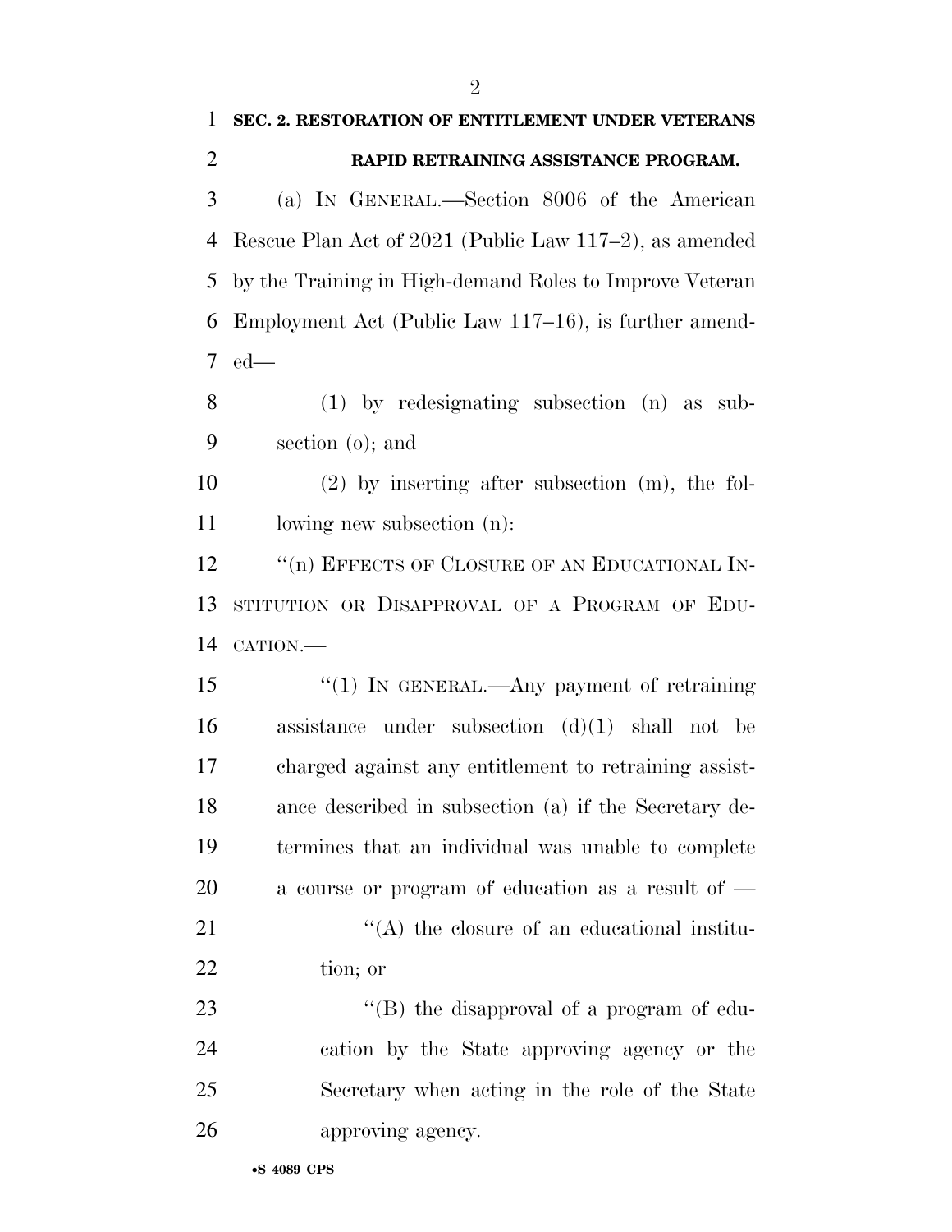**SEC. 2. RESTORATION OF ENTITLEMENT UNDER VETERANS RAPID RETRAINING ASSISTANCE PROGRAM.**

(a) IN GENERAL.—Section 8006 of the American Rescue Plan Act of 2021 (Public Law 117–2), as amended by the Training in High-demand Roles to Improve Veteran Employment Act (Public Law 117–16), is further amended—

(1) by redesignating subsection (n) as subsection (o); and

(2) by inserting after subsection (m), the following new subsection (n):

"(n) EFFECTS OF CLOSURE OF AN EDUCATIONAL INSTITUTION OR DISAPPROVAL OF A PROGRAM OF EDUCATION.—

"(1) IN GENERAL.—Any payment of retraining assistance under subsection (d)(1) shall not be charged against any entitlement to retraining assistance described in subsection (a) if the Secretary determines that an individual was unable to complete a course or program of education as a result of —

"(A) the closure of an educational institution; or

"(B) the disapproval of a program of education by the State approving agency or the Secretary when acting in the role of the State approving agency.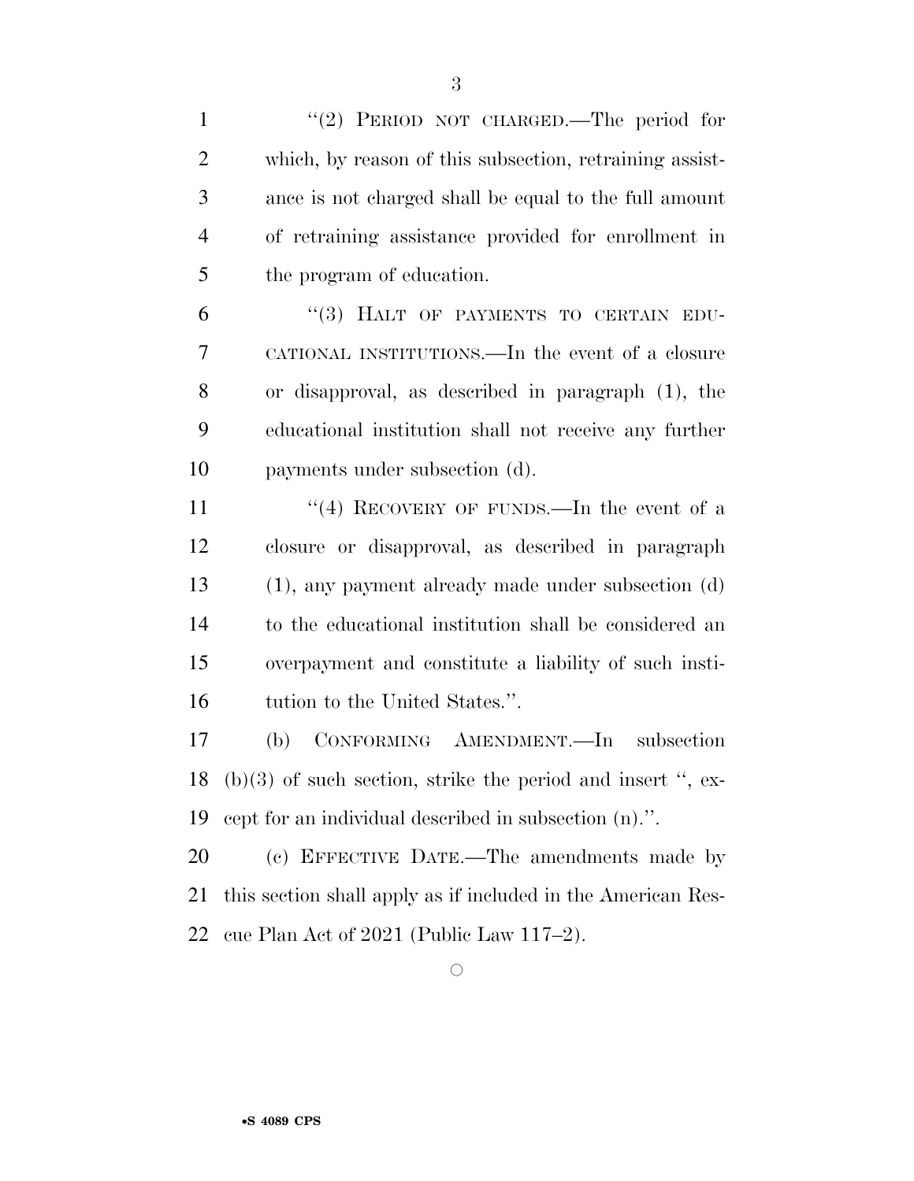"(2) PERIOD NOT CHARGED.—The period for which, by reason of this subsection, retraining assistance is not charged shall be equal to the full amount of retraining assistance provided for enrollment in the program of education.

"(3) HALT OF PAYMENTS TO CERTAIN EDUCATIONAL INSTITUTIONS.—In the event of a closure or disapproval, as described in paragraph (1), the educational institution shall not receive any further payments under subsection (d).

"(4) RECOVERY OF FUNDS.—In the event of a closure or disapproval, as described in paragraph (1), any payment already made under subsection (d) to the educational institution shall be considered an overpayment and constitute a liability of such institution to the United States.".

(b) CONFORMING AMENDMENT.—In subsection (b)(3) of such section, strike the period and insert ", except for an individual described in subsection (n).".

(c) EFFECTIVE DATE.—The amendments made by this section shall apply as if included in the American Rescue Plan Act of 2021 (Public Law 117–2).